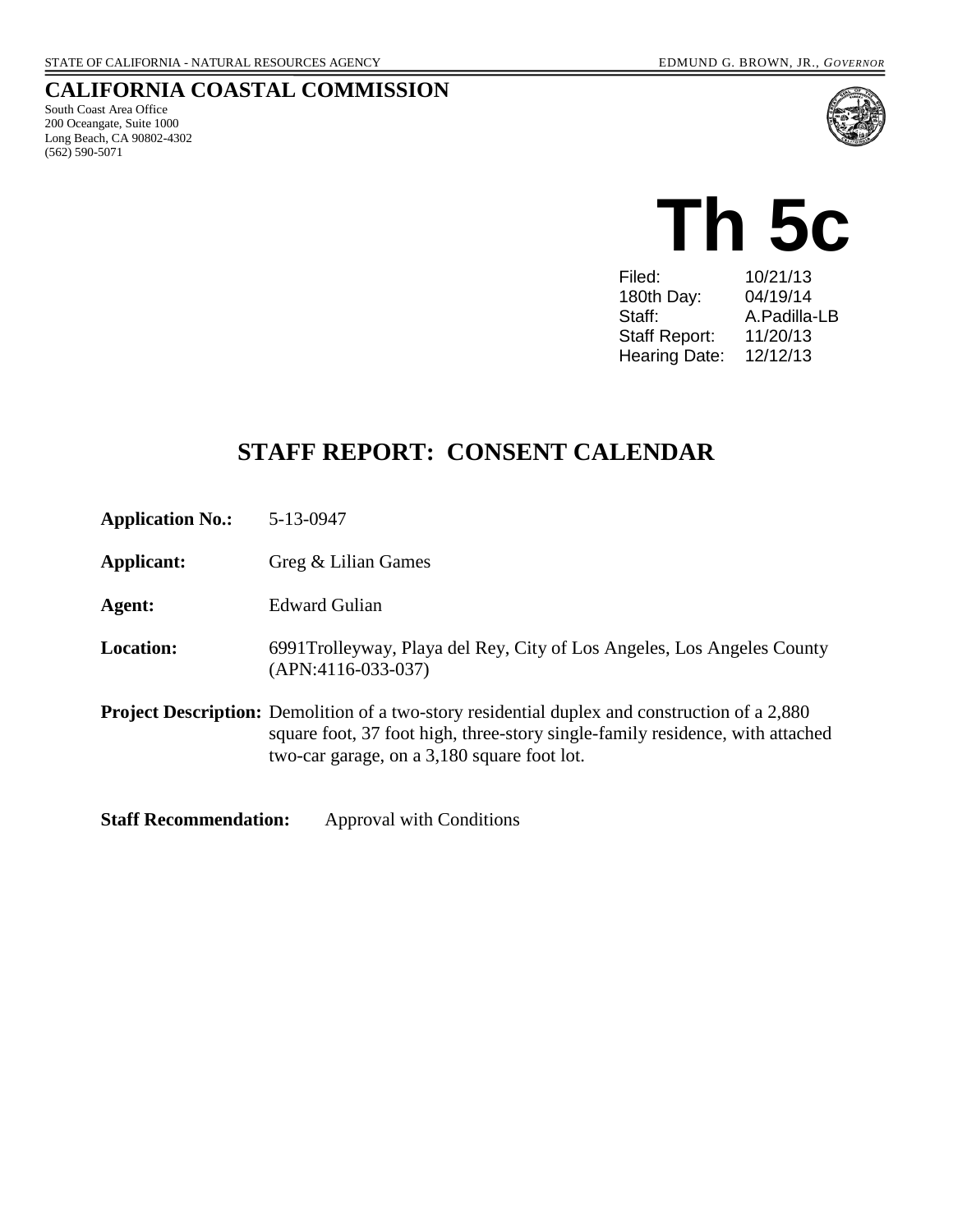STATE OF CALIFORNIA - NATURAL RESOURCES AGENCY EDMUND G. BROWN, JR., *GOVERNOR*

# CALIFORNIA COASTAL COMMISSION

South Coast Area Office
200 Oceangate, Suite 1000
Long Beach, CA 90802-4302
(562) 590-5071

# Th 5c

| | |
|---|---|
| Filed: | 10/21/13 |
| 180th Day: | 04/19/14 |
| Staff: | A.Padilla-LB |
| Staff Report: | 11/20/13 |
| Hearing Date: | 12/12/13 |

## STAFF REPORT: CONSENT CALENDAR

**Application No.:** 5-13-0947

**Applicant:** Greg & Lilian Games

**Agent:** Edward Gulian

**Location:** 6991Trolleyway, Playa del Rey, City of Los Angeles, Los Angeles County (APN:4116-033-037)

**Project Description:** Demolition of a two-story residential duplex and construction of a 2,880 square foot, 37 foot high, three-story single-family residence, with attached two-car garage, on a 3,180 square foot lot.

**Staff Recommendation:** Approval with Conditions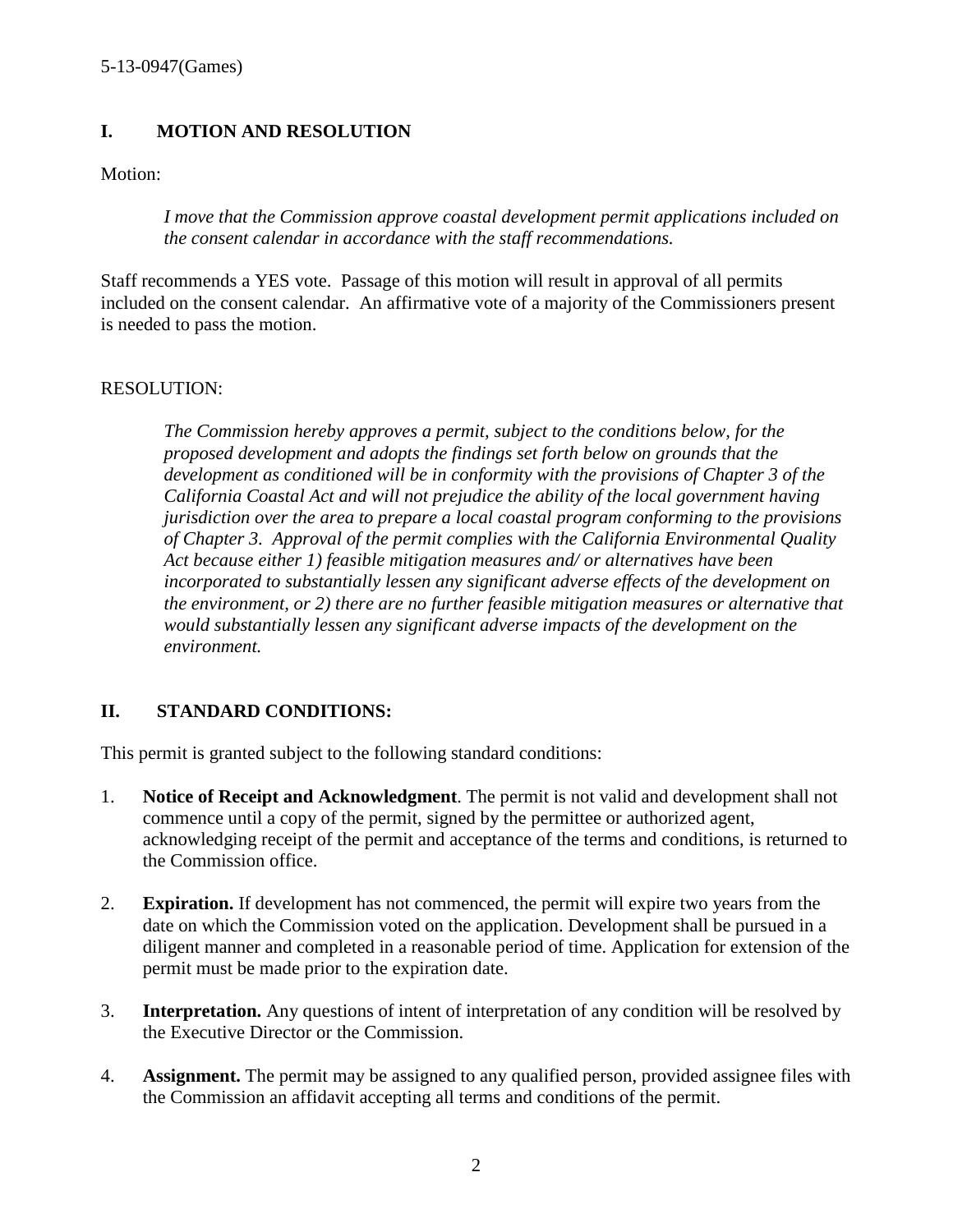## I. MOTION AND RESOLUTION

Motion:

> *I move that the Commission approve coastal development permit applications included on the consent calendar in accordance with the staff recommendations.*

Staff recommends a YES vote. Passage of this motion will result in approval of all permits included on the consent calendar. An affirmative vote of a majority of the Commissioners present is needed to pass the motion.

RESOLUTION:

> *The Commission hereby approves a permit, subject to the conditions below, for the proposed development and adopts the findings set forth below on grounds that the development as conditioned will be in conformity with the provisions of Chapter 3 of the California Coastal Act and will not prejudice the ability of the local government having jurisdiction over the area to prepare a local coastal program conforming to the provisions of Chapter 3. Approval of the permit complies with the California Environmental Quality Act because either 1) feasible mitigation measures and/ or alternatives have been incorporated to substantially lessen any significant adverse effects of the development on the environment, or 2) there are no further feasible mitigation measures or alternative that would substantially lessen any significant adverse impacts of the development on the environment.*

## II. STANDARD CONDITIONS:

This permit is granted subject to the following standard conditions:

1. **Notice of Receipt and Acknowledgment**. The permit is not valid and development shall not commence until a copy of the permit, signed by the permittee or authorized agent, acknowledging receipt of the permit and acceptance of the terms and conditions, is returned to the Commission office.

2. **Expiration.** If development has not commenced, the permit will expire two years from the date on which the Commission voted on the application. Development shall be pursued in a diligent manner and completed in a reasonable period of time. Application for extension of the permit must be made prior to the expiration date.

3. **Interpretation.** Any questions of intent of interpretation of any condition will be resolved by the Executive Director or the Commission.

4. **Assignment.** The permit may be assigned to any qualified person, provided assignee files with the Commission an affidavit accepting all terms and conditions of the permit.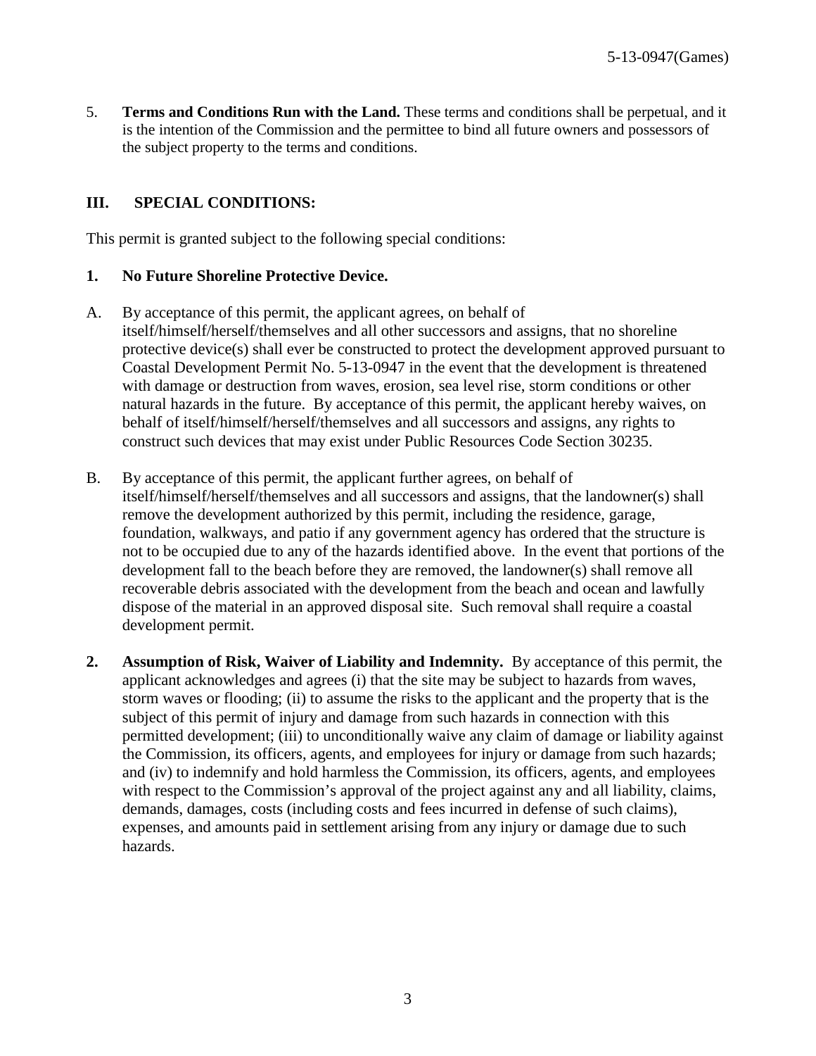5. **Terms and Conditions Run with the Land.** These terms and conditions shall be perpetual, and it is the intention of the Commission and the permittee to bind all future owners and possessors of the subject property to the terms and conditions.

## III. SPECIAL CONDITIONS:

This permit is granted subject to the following special conditions:

### 1. No Future Shoreline Protective Device.

A. By acceptance of this permit, the applicant agrees, on behalf of itself/himself/herself/themselves and all other successors and assigns, that no shoreline protective device(s) shall ever be constructed to protect the development approved pursuant to Coastal Development Permit No. 5-13-0947 in the event that the development is threatened with damage or destruction from waves, erosion, sea level rise, storm conditions or other natural hazards in the future. By acceptance of this permit, the applicant hereby waives, on behalf of itself/himself/herself/themselves and all successors and assigns, any rights to construct such devices that may exist under Public Resources Code Section 30235.

B. By acceptance of this permit, the applicant further agrees, on behalf of itself/himself/herself/themselves and all successors and assigns, that the landowner(s) shall remove the development authorized by this permit, including the residence, garage, foundation, walkways, and patio if any government agency has ordered that the structure is not to be occupied due to any of the hazards identified above. In the event that portions of the development fall to the beach before they are removed, the landowner(s) shall remove all recoverable debris associated with the development from the beach and ocean and lawfully dispose of the material in an approved disposal site. Such removal shall require a coastal development permit.

**2. Assumption of Risk, Waiver of Liability and Indemnity.** By acceptance of this permit, the applicant acknowledges and agrees (i) that the site may be subject to hazards from waves, storm waves or flooding; (ii) to assume the risks to the applicant and the property that is the subject of this permit of injury and damage from such hazards in connection with this permitted development; (iii) to unconditionally waive any claim of damage or liability against the Commission, its officers, agents, and employees for injury or damage from such hazards; and (iv) to indemnify and hold harmless the Commission, its officers, agents, and employees with respect to the Commission's approval of the project against any and all liability, claims, demands, damages, costs (including costs and fees incurred in defense of such claims), expenses, and amounts paid in settlement arising from any injury or damage due to such hazards.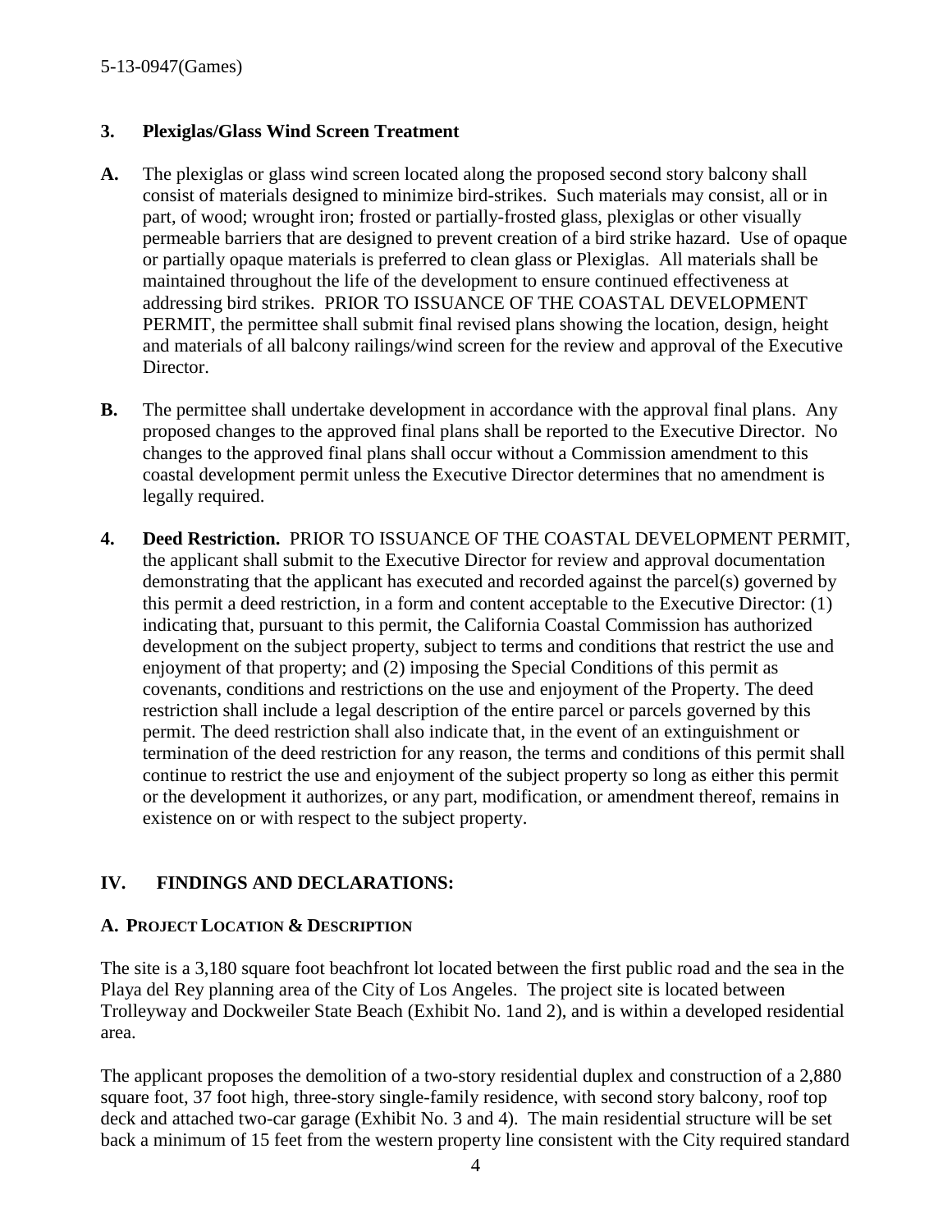**3. Plexiglas/Glass Wind Screen Treatment**

**A.** The plexiglas or glass wind screen located along the proposed second story balcony shall consist of materials designed to minimize bird-strikes. Such materials may consist, all or in part, of wood; wrought iron; frosted or partially-frosted glass, plexiglas or other visually permeable barriers that are designed to prevent creation of a bird strike hazard. Use of opaque or partially opaque materials is preferred to clean glass or Plexiglas. All materials shall be maintained throughout the life of the development to ensure continued effectiveness at addressing bird strikes. PRIOR TO ISSUANCE OF THE COASTAL DEVELOPMENT PERMIT, the permittee shall submit final revised plans showing the location, design, height and materials of all balcony railings/wind screen for the review and approval of the Executive Director.

**B.** The permittee shall undertake development in accordance with the approval final plans. Any proposed changes to the approved final plans shall be reported to the Executive Director. No changes to the approved final plans shall occur without a Commission amendment to this coastal development permit unless the Executive Director determines that no amendment is legally required.

**4. Deed Restriction.** PRIOR TO ISSUANCE OF THE COASTAL DEVELOPMENT PERMIT, the applicant shall submit to the Executive Director for review and approval documentation demonstrating that the applicant has executed and recorded against the parcel(s) governed by this permit a deed restriction, in a form and content acceptable to the Executive Director: (1) indicating that, pursuant to this permit, the California Coastal Commission has authorized development on the subject property, subject to terms and conditions that restrict the use and enjoyment of that property; and (2) imposing the Special Conditions of this permit as covenants, conditions and restrictions on the use and enjoyment of the Property. The deed restriction shall include a legal description of the entire parcel or parcels governed by this permit. The deed restriction shall also indicate that, in the event of an extinguishment or termination of the deed restriction for any reason, the terms and conditions of this permit shall continue to restrict the use and enjoyment of the subject property so long as either this permit or the development it authorizes, or any part, modification, or amendment thereof, remains in existence on or with respect to the subject property.

## IV. FINDINGS AND DECLARATIONS:

### A. PROJECT LOCATION & DESCRIPTION

The site is a 3,180 square foot beachfront lot located between the first public road and the sea in the Playa del Rey planning area of the City of Los Angeles. The project site is located between Trolleyway and Dockweiler State Beach (Exhibit No. 1and 2), and is within a developed residential area.

The applicant proposes the demolition of a two-story residential duplex and construction of a 2,880 square foot, 37 foot high, three-story single-family residence, with second story balcony, roof top deck and attached two-car garage (Exhibit No. 3 and 4). The main residential structure will be set back a minimum of 15 feet from the western property line consistent with the City required standard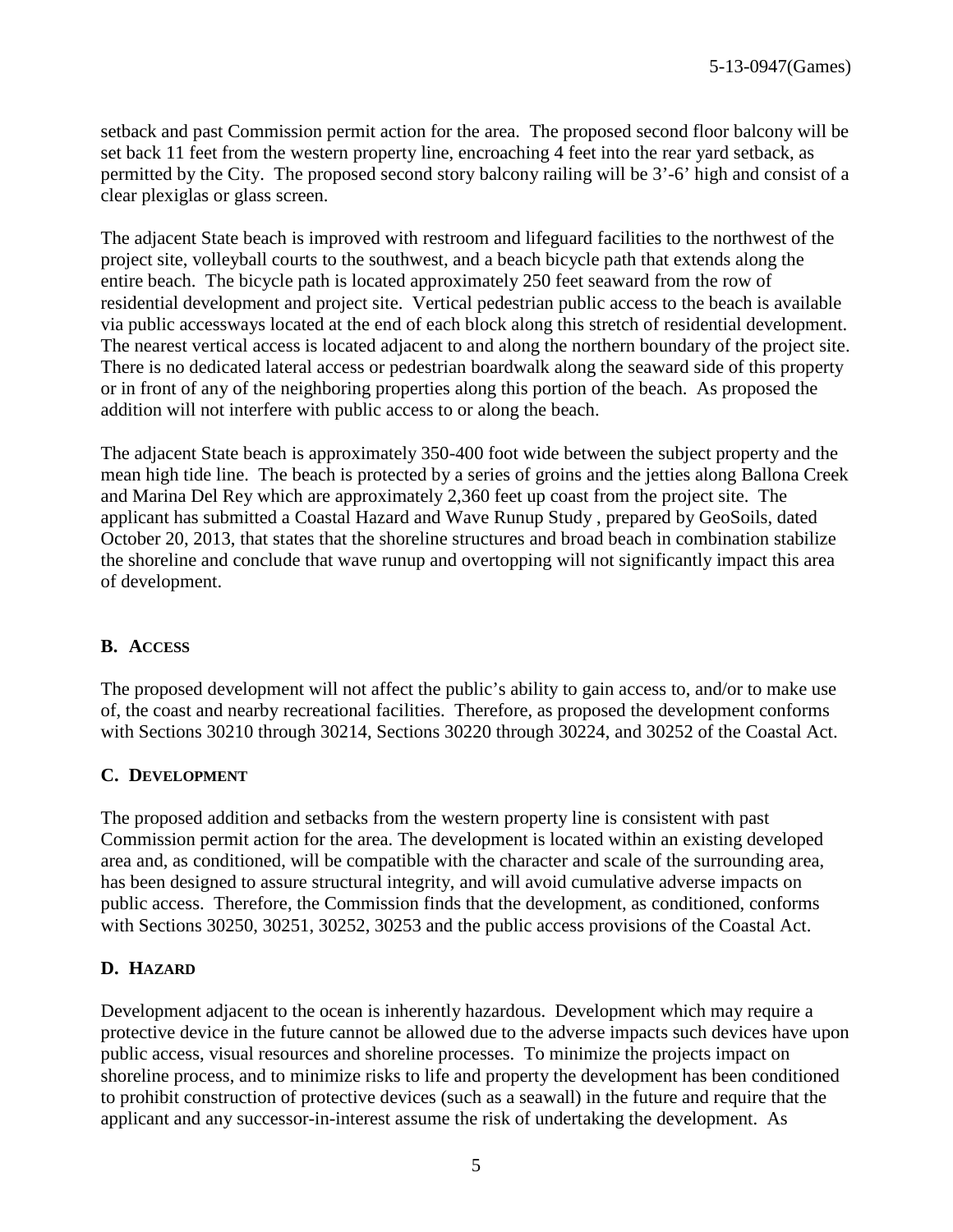setback and past Commission permit action for the area. The proposed second floor balcony will be set back 11 feet from the western property line, encroaching 4 feet into the rear yard setback, as permitted by the City. The proposed second story balcony railing will be 3'-6' high and consist of a clear plexiglas or glass screen.

The adjacent State beach is improved with restroom and lifeguard facilities to the northwest of the project site, volleyball courts to the southwest, and a beach bicycle path that extends along the entire beach. The bicycle path is located approximately 250 feet seaward from the row of residential development and project site. Vertical pedestrian public access to the beach is available via public accessways located at the end of each block along this stretch of residential development. The nearest vertical access is located adjacent to and along the northern boundary of the project site. There is no dedicated lateral access or pedestrian boardwalk along the seaward side of this property or in front of any of the neighboring properties along this portion of the beach. As proposed the addition will not interfere with public access to or along the beach.

The adjacent State beach is approximately 350-400 foot wide between the subject property and the mean high tide line. The beach is protected by a series of groins and the jetties along Ballona Creek and Marina Del Rey which are approximately 2,360 feet up coast from the project site. The applicant has submitted a Coastal Hazard and Wave Runup Study , prepared by GeoSoils, dated October 20, 2013, that states that the shoreline structures and broad beach in combination stabilize the shoreline and conclude that wave runup and overtopping will not significantly impact this area of development.

## B. ACCESS

The proposed development will not affect the public's ability to gain access to, and/or to make use of, the coast and nearby recreational facilities. Therefore, as proposed the development conforms with Sections 30210 through 30214, Sections 30220 through 30224, and 30252 of the Coastal Act.

## C. DEVELOPMENT

The proposed addition and setbacks from the western property line is consistent with past Commission permit action for the area. The development is located within an existing developed area and, as conditioned, will be compatible with the character and scale of the surrounding area, has been designed to assure structural integrity, and will avoid cumulative adverse impacts on public access. Therefore, the Commission finds that the development, as conditioned, conforms with Sections 30250, 30251, 30252, 30253 and the public access provisions of the Coastal Act.

## D. HAZARD

Development adjacent to the ocean is inherently hazardous. Development which may require a protective device in the future cannot be allowed due to the adverse impacts such devices have upon public access, visual resources and shoreline processes. To minimize the projects impact on shoreline process, and to minimize risks to life and property the development has been conditioned to prohibit construction of protective devices (such as a seawall) in the future and require that the applicant and any successor-in-interest assume the risk of undertaking the development. As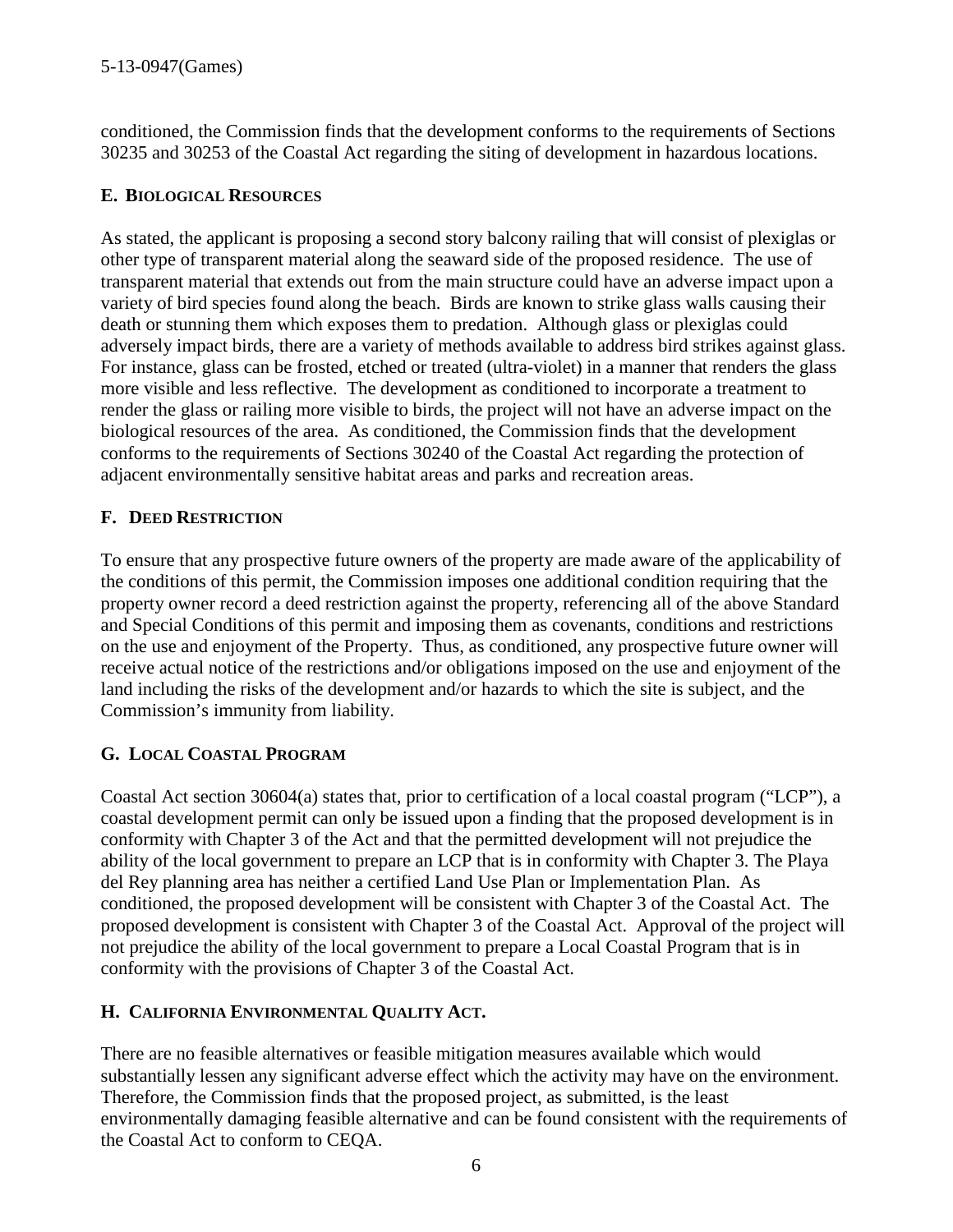conditioned, the Commission finds that the development conforms to the requirements of Sections 30235 and 30253 of the Coastal Act regarding the siting of development in hazardous locations.

## E. Biological Resources

As stated, the applicant is proposing a second story balcony railing that will consist of plexiglas or other type of transparent material along the seaward side of the proposed residence. The use of transparent material that extends out from the main structure could have an adverse impact upon a variety of bird species found along the beach. Birds are known to strike glass walls causing their death or stunning them which exposes them to predation. Although glass or plexiglas could adversely impact birds, there are a variety of methods available to address bird strikes against glass. For instance, glass can be frosted, etched or treated (ultra-violet) in a manner that renders the glass more visible and less reflective. The development as conditioned to incorporate a treatment to render the glass or railing more visible to birds, the project will not have an adverse impact on the biological resources of the area. As conditioned, the Commission finds that the development conforms to the requirements of Sections 30240 of the Coastal Act regarding the protection of adjacent environmentally sensitive habitat areas and parks and recreation areas.

## F. Deed Restriction

To ensure that any prospective future owners of the property are made aware of the applicability of the conditions of this permit, the Commission imposes one additional condition requiring that the property owner record a deed restriction against the property, referencing all of the above Standard and Special Conditions of this permit and imposing them as covenants, conditions and restrictions on the use and enjoyment of the Property. Thus, as conditioned, any prospective future owner will receive actual notice of the restrictions and/or obligations imposed on the use and enjoyment of the land including the risks of the development and/or hazards to which the site is subject, and the Commission's immunity from liability.

## G. Local Coastal Program

Coastal Act section 30604(a) states that, prior to certification of a local coastal program ("LCP"), a coastal development permit can only be issued upon a finding that the proposed development is in conformity with Chapter 3 of the Act and that the permitted development will not prejudice the ability of the local government to prepare an LCP that is in conformity with Chapter 3. The Playa del Rey planning area has neither a certified Land Use Plan or Implementation Plan. As conditioned, the proposed development will be consistent with Chapter 3 of the Coastal Act. The proposed development is consistent with Chapter 3 of the Coastal Act. Approval of the project will not prejudice the ability of the local government to prepare a Local Coastal Program that is in conformity with the provisions of Chapter 3 of the Coastal Act.

## H. California Environmental Quality Act.

There are no feasible alternatives or feasible mitigation measures available which would substantially lessen any significant adverse effect which the activity may have on the environment. Therefore, the Commission finds that the proposed project, as submitted, is the least environmentally damaging feasible alternative and can be found consistent with the requirements of the Coastal Act to conform to CEQA.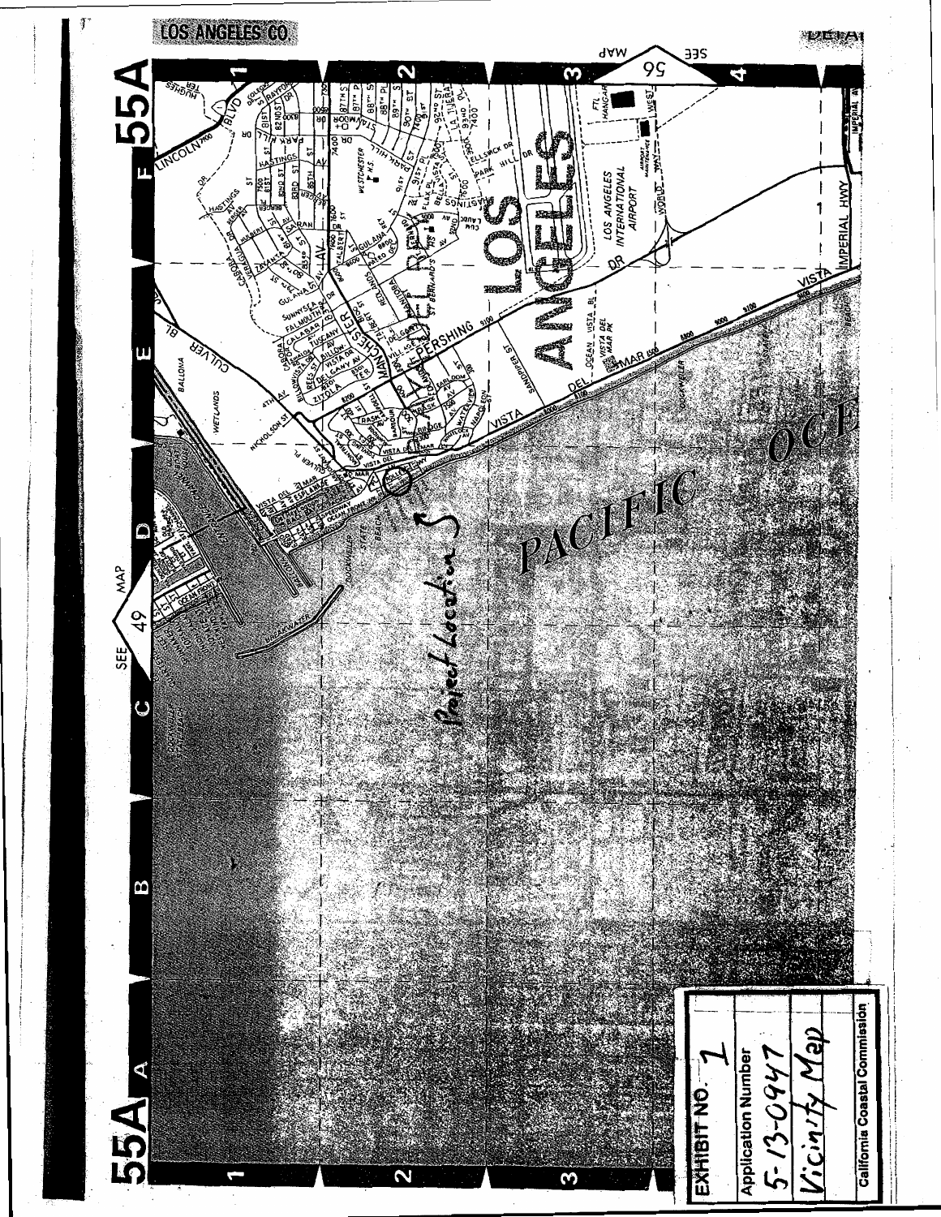LOS ANGELES CO.

55A

PACIFIC OCEAN

Project Location

LOS ANGELES

| EXHIBIT NO. 1 |
| --- |
| Application Number |
| 5-13-0947 |
| Vicinity Map |
| California Coastal Commission |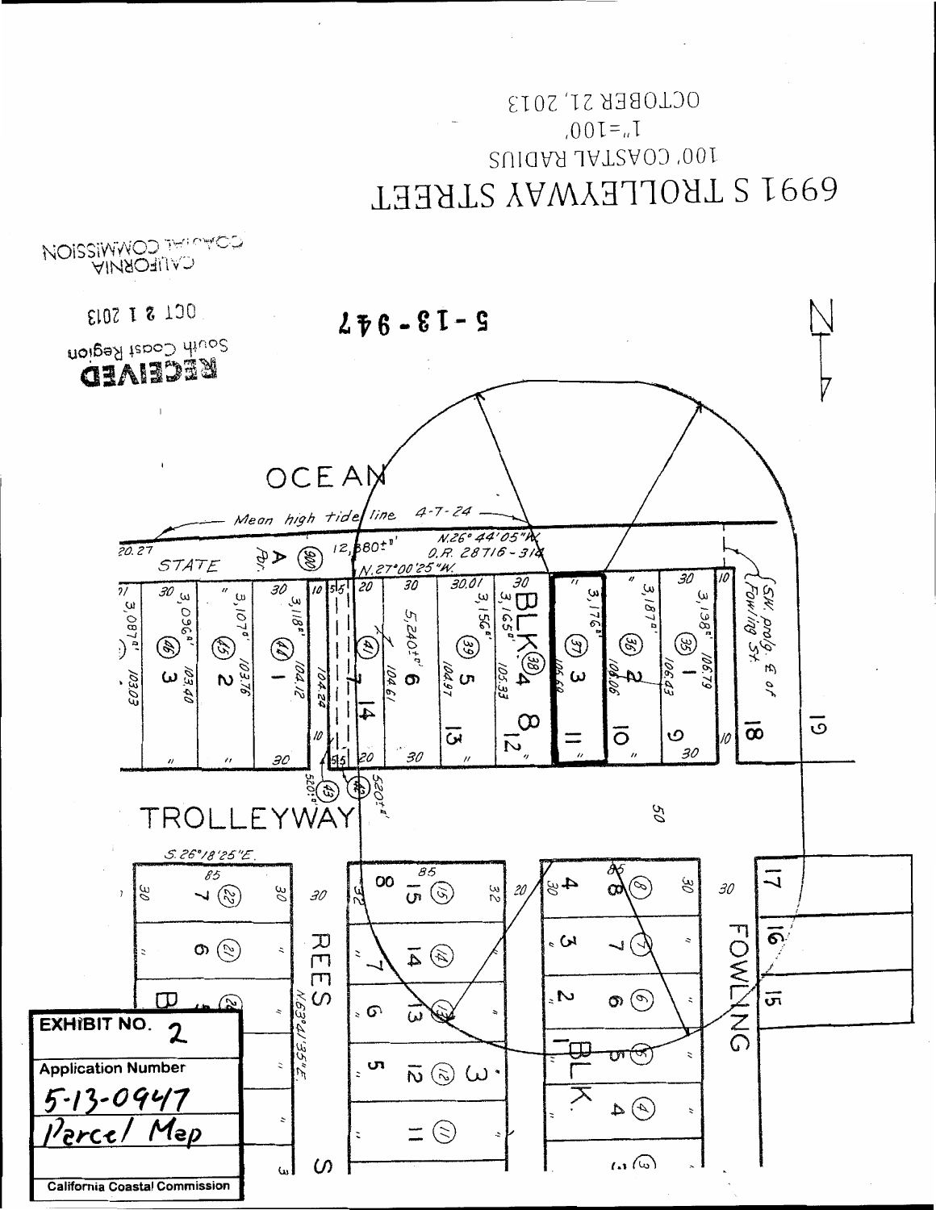6991 S TROLLEYWAY STREET

100' COASTAL RADIUS

1"=100'

OCTOBER 21, 2013

CALIFORNIA COASTAL COMMISSION

RECEIVED
South Coast Region

OCT 21 2013

5-13-947

OCEAN

Mean high tide line 4-7-24

STATE

TROLLEYWAY

REES

FOWLING

BLK 8

BLK 1

N.26°44'05"W. O.R. 28716-314

N.27°00'25"W.

S.26°18'25"E.

N.63°41'35"E.

SW. prolg. E of Fowling St.

**EXHIBIT NO. 2**

**Application Number**

5-13-0947

Parcel Map

**California Coastal Commission**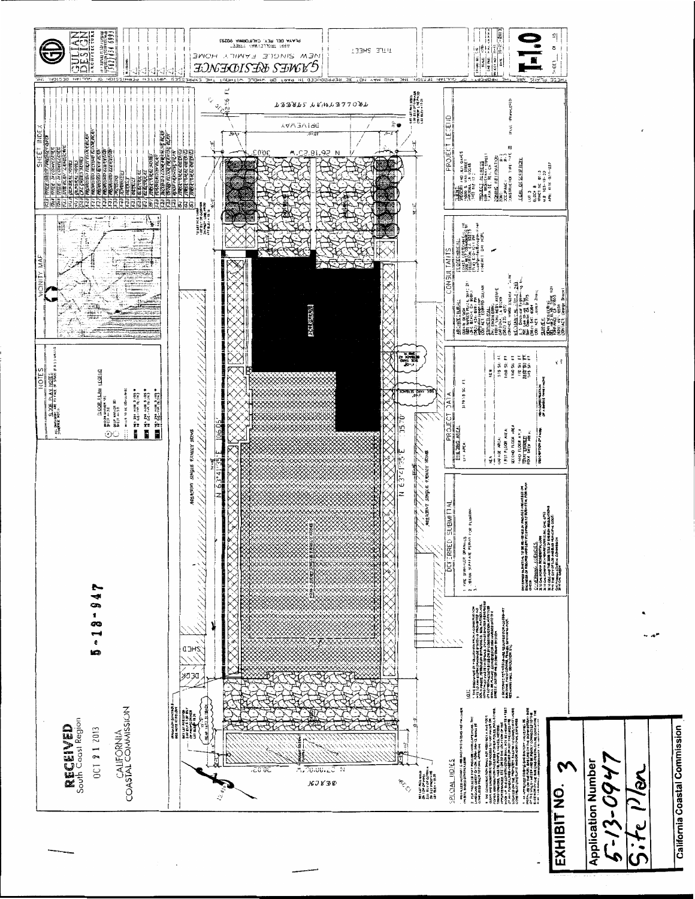# RECEIVED
South Coast Region

OCT 21 2013

CALIFORNIA
COASTAL COMMISSION

5-13-947

**GAMES RESIDENCE**
NEW SINGLE FAMILY HOME
PLAYA DEL REY, CALIFORNIA 90293

TITLE SHEET

GULIAN DESIGN

T1.0

## PROJECT DATA

## CONSULTANTS

## PROJECT LEGEND

## SHEET INDEX

## VICINITY MAP

## NOTES

## DEFERRED SUBMITTAL

1. FIRE SPRINKLER DRAWINGS
2. OBTAIN SEPARATE PERMIT FOR PLUMBING

## SPECIAL NOTES

TROLLEYWAY STREET

DRIVEWAY

ADJACENT SINGLE FAMILY HOME

OCEAN

DECK

SHED

**EXHIBIT NO. 3**

Application Number
5-13-0947
Site Plan

California Coastal Commission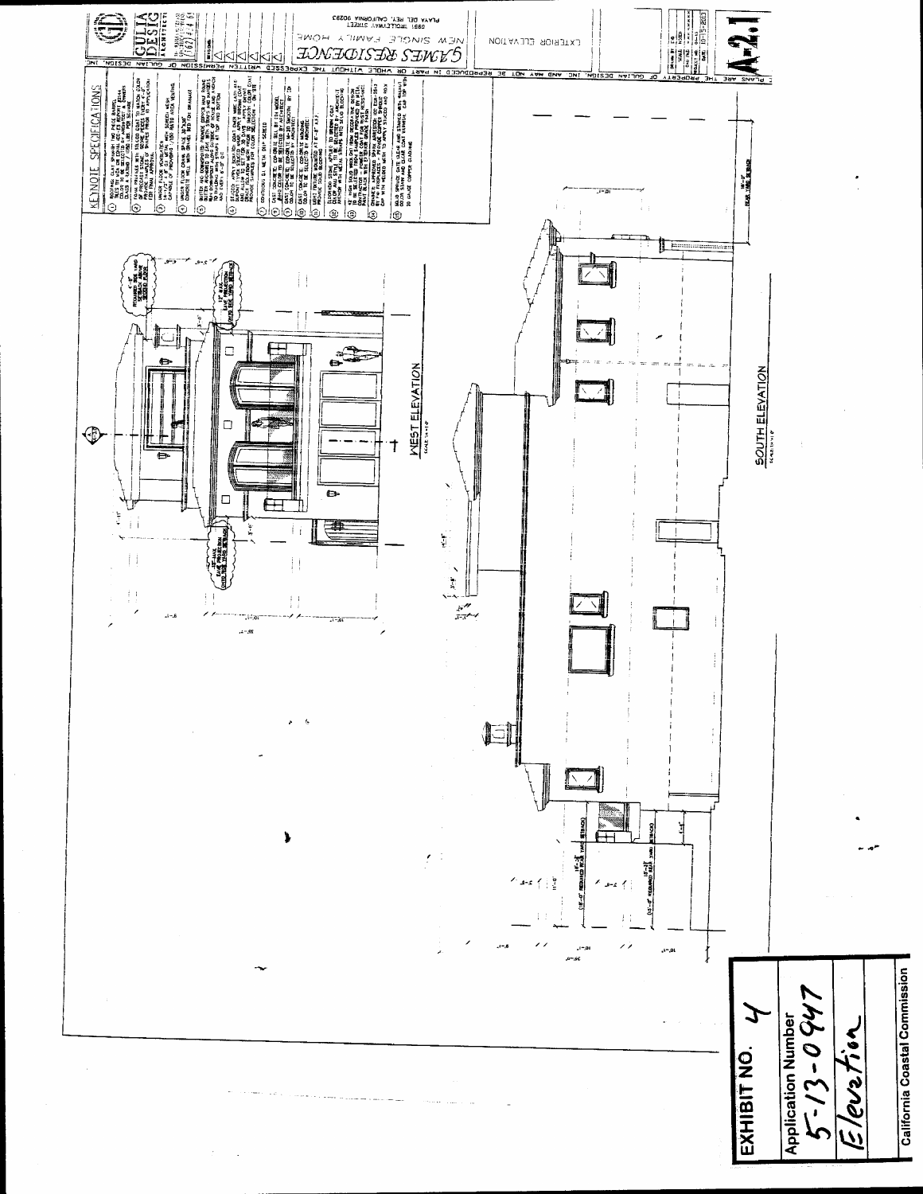KEYNOTE SPECIFICATIONS

WEST ELEVATION

SCALE: 1/4"=1'-0"

SOUTH ELEVATION

SCALE: 1/4"=1'-0"

NEW SINGLE FAMILY HOME

GAMES RESIDENCE

6551 TROLLEYWAY STREET

PLAYA DEL REY, CALIFORNIA 90293

EXTERIOR ELEVATION

A.2.1

EXHIBIT NO. 4

Application Number

5-13-0947

Elevation

California Coastal Commission